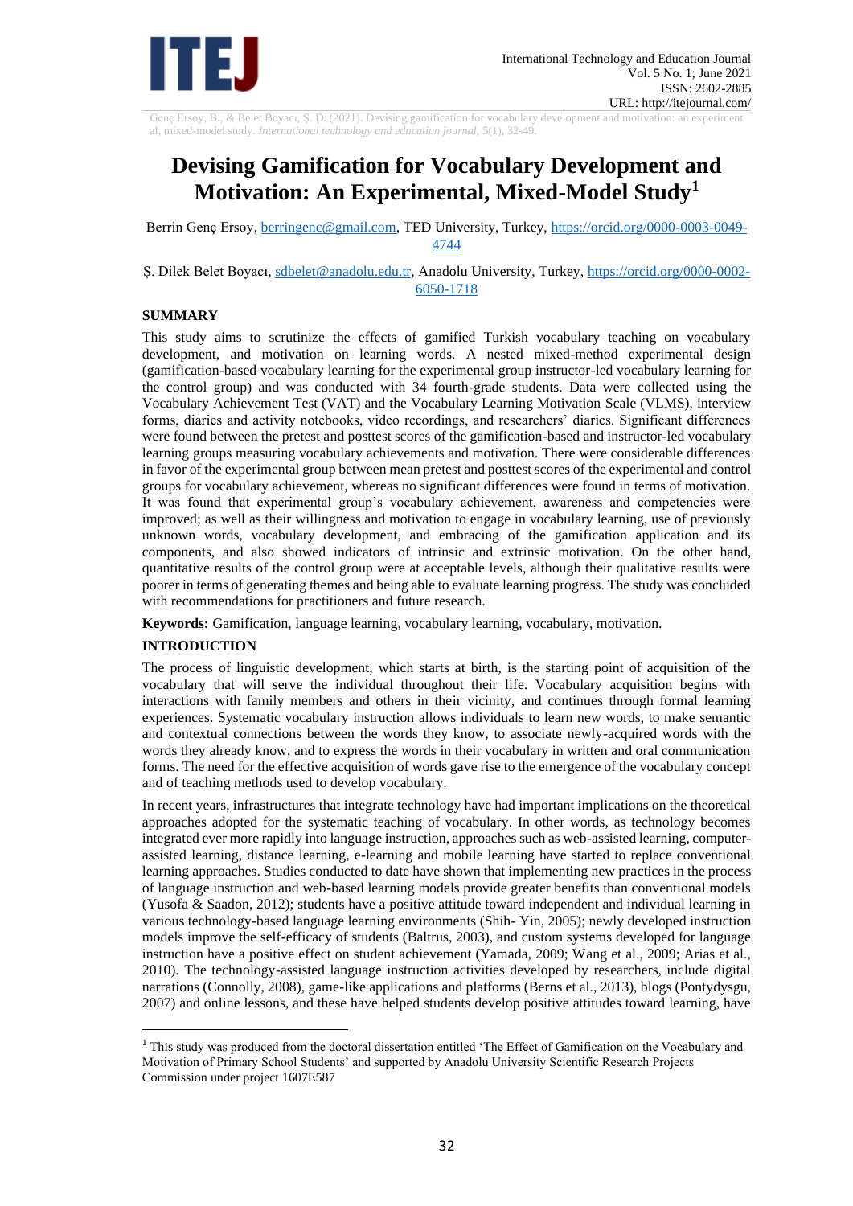# Devising Gamification for Vocabulary Development and Motivation: An Experimental, Mixed-Model Study[1]

Berrin Genç Ersoy, berringenc@gmail.com, TED University, Turkey, https://orcid.org/0000-0003-0049-4744

Ş. Dilek Belet Boyacı, sdbelet@anadolu.edu.tr, Anadolu University, Turkey, https://orcid.org/0000-0002-6050-1718

## SUMMARY

This study aims to scrutinize the effects of gamified Turkish vocabulary teaching on vocabulary development, and motivation on learning words. A nested mixed-method experimental design (gamification-based vocabulary learning for the experimental group instructor-led vocabulary learning for the control group) and was conducted with 34 fourth-grade students. Data were collected using the Vocabulary Achievement Test (VAT) and the Vocabulary Learning Motivation Scale (VLMS), interview forms, diaries and activity notebooks, video recordings, and researchers' diaries. Significant differences were found between the pretest and posttest scores of the gamification-based and instructor-led vocabulary learning groups measuring vocabulary achievements and motivation. There were considerable differences in favor of the experimental group between mean pretest and posttest scores of the experimental and control groups for vocabulary achievement, whereas no significant differences were found in terms of motivation. It was found that experimental group's vocabulary achievement, awareness and competencies were improved; as well as their willingness and motivation to engage in vocabulary learning, use of previously unknown words, vocabulary development, and embracing of the gamification application and its components, and also showed indicators of intrinsic and extrinsic motivation. On the other hand, quantitative results of the control group were at acceptable levels, although their qualitative results were poorer in terms of generating themes and being able to evaluate learning progress. The study was concluded with recommendations for practitioners and future research.

**Keywords:** Gamification, language learning, vocabulary learning, vocabulary, motivation.

## INTRODUCTION

The process of linguistic development, which starts at birth, is the starting point of acquisition of the vocabulary that will serve the individual throughout their life. Vocabulary acquisition begins with interactions with family members and others in their vicinity, and continues through formal learning experiences. Systematic vocabulary instruction allows individuals to learn new words, to make semantic and contextual connections between the words they know, to associate newly-acquired words with the words they already know, and to express the words in their vocabulary in written and oral communication forms. The need for the effective acquisition of words gave rise to the emergence of the vocabulary concept and of teaching methods used to develop vocabulary.

In recent years, infrastructures that integrate technology have had important implications on the theoretical approaches adopted for the systematic teaching of vocabulary. In other words, as technology becomes integrated ever more rapidly into language instruction, approaches such as web-assisted learning, computer-assisted learning, distance learning, e-learning and mobile learning have started to replace conventional learning approaches. Studies conducted to date have shown that implementing new practices in the process of language instruction and web-based learning models provide greater benefits than conventional models (Yusofa & Saadon, 2012); students have a positive attitude toward independent and individual learning in various technology-based language learning environments (Shih- Yin, 2005); newly developed instruction models improve the self-efficacy of students (Baltrus, 2003), and custom systems developed for language instruction have a positive effect on student achievement (Yamada, 2009; Wang et al., 2009; Arias et al., 2010). The technology-assisted language instruction activities developed by researchers, include digital narrations (Connolly, 2008), game-like applications and platforms (Berns et al., 2013), blogs (Pontydysgu, 2007) and online lessons, and these have helped students develop positive attitudes toward learning, have

---

[1] This study was produced from the doctoral dissertation entitled 'The Effect of Gamification on the Vocabulary and Motivation of Primary School Students' and supported by Anadolu University Scientific Research Projects Commission under project 1607E587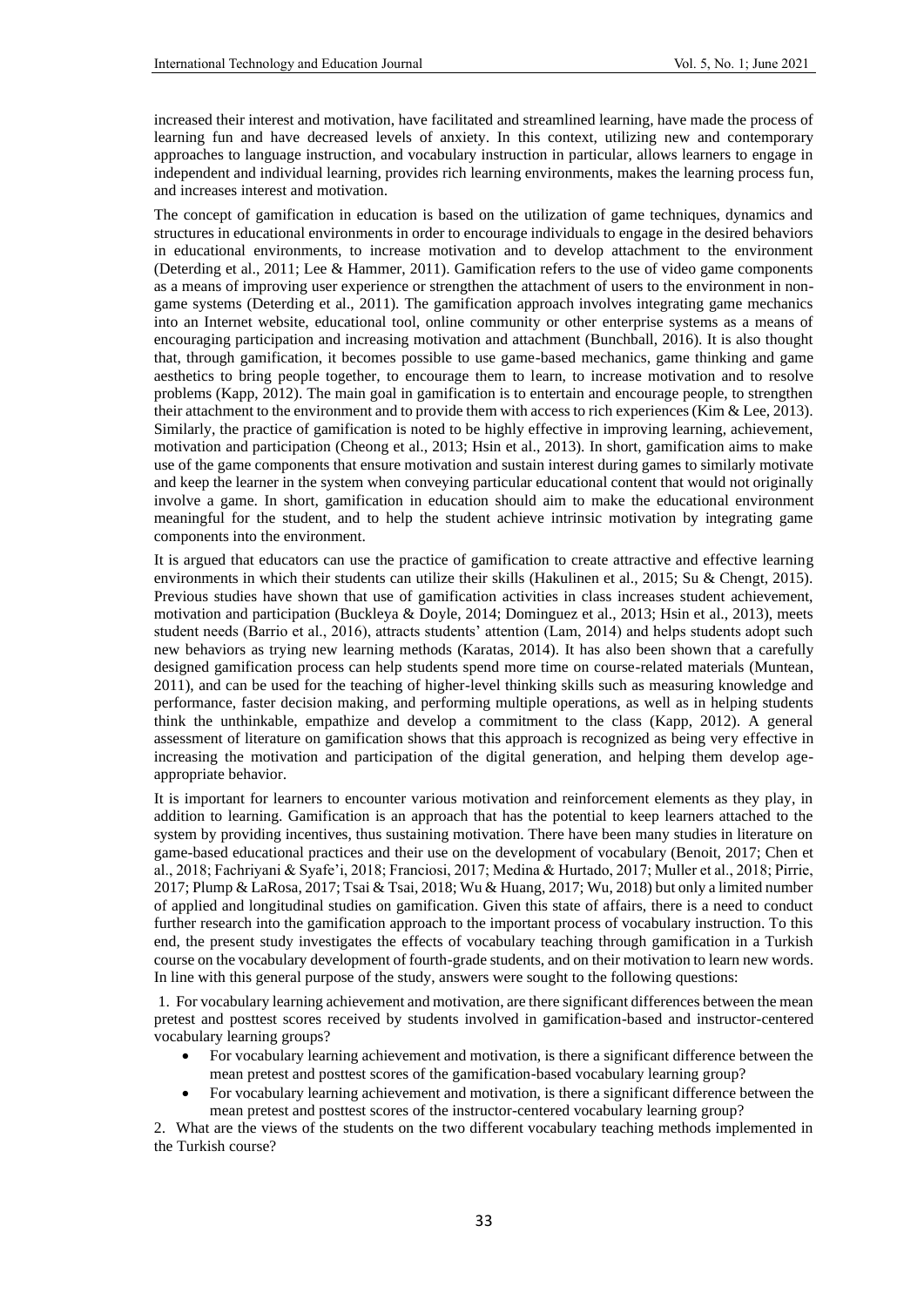increased their interest and motivation, have facilitated and streamlined learning, have made the process of learning fun and have decreased levels of anxiety. In this context, utilizing new and contemporary approaches to language instruction, and vocabulary instruction in particular, allows learners to engage in independent and individual learning, provides rich learning environments, makes the learning process fun, and increases interest and motivation.

The concept of gamification in education is based on the utilization of game techniques, dynamics and structures in educational environments in order to encourage individuals to engage in the desired behaviors in educational environments, to increase motivation and to develop attachment to the environment (Deterding et al., 2011; Lee & Hammer, 2011). Gamification refers to the use of video game components as a means of improving user experience or strengthen the attachment of users to the environment in non-game systems (Deterding et al., 2011). The gamification approach involves integrating game mechanics into an Internet website, educational tool, online community or other enterprise systems as a means of encouraging participation and increasing motivation and attachment (Bunchball, 2016). It is also thought that, through gamification, it becomes possible to use game-based mechanics, game thinking and game aesthetics to bring people together, to encourage them to learn, to increase motivation and to resolve problems (Kapp, 2012). The main goal in gamification is to entertain and encourage people, to strengthen their attachment to the environment and to provide them with access to rich experiences (Kim & Lee, 2013). Similarly, the practice of gamification is noted to be highly effective in improving learning, achievement, motivation and participation (Cheong et al., 2013; Hsin et al., 2013). In short, gamification aims to make use of the game components that ensure motivation and sustain interest during games to similarly motivate and keep the learner in the system when conveying particular educational content that would not originally involve a game. In short, gamification in education should aim to make the educational environment meaningful for the student, and to help the student achieve intrinsic motivation by integrating game components into the environment.

It is argued that educators can use the practice of gamification to create attractive and effective learning environments in which their students can utilize their skills (Hakulinen et al., 2015; Su & Chengt, 2015). Previous studies have shown that use of gamification activities in class increases student achievement, motivation and participation (Buckleya & Doyle, 2014; Dominguez et al., 2013; Hsin et al., 2013), meets student needs (Barrio et al., 2016), attracts students' attention (Lam, 2014) and helps students adopt such new behaviors as trying new learning methods (Karatas, 2014). It has also been shown that a carefully designed gamification process can help students spend more time on course-related materials (Muntean, 2011), and can be used for the teaching of higher-level thinking skills such as measuring knowledge and performance, faster decision making, and performing multiple operations, as well as in helping students think the unthinkable, empathize and develop a commitment to the class (Kapp, 2012). A general assessment of literature on gamification shows that this approach is recognized as being very effective in increasing the motivation and participation of the digital generation, and helping them develop age-appropriate behavior.

It is important for learners to encounter various motivation and reinforcement elements as they play, in addition to learning. Gamification is an approach that has the potential to keep learners attached to the system by providing incentives, thus sustaining motivation. There have been many studies in literature on game-based educational practices and their use on the development of vocabulary (Benoit, 2017; Chen et al., 2018; Fachriyani & Syafe'i, 2018; Franciosi, 2017; Medina & Hurtado, 2017; Muller et al., 2018; Pirrie, 2017; Plump & LaRosa, 2017; Tsai & Tsai, 2018; Wu & Huang, 2017; Wu, 2018) but only a limited number of applied and longitudinal studies on gamification. Given this state of affairs, there is a need to conduct further research into the gamification approach to the important process of vocabulary instruction. To this end, the present study investigates the effects of vocabulary teaching through gamification in a Turkish course on the vocabulary development of fourth-grade students, and on their motivation to learn new words. In line with this general purpose of the study, answers were sought to the following questions:

1. For vocabulary learning achievement and motivation, are there significant differences between the mean pretest and posttest scores received by students involved in gamification-based and instructor-centered vocabulary learning groups?
    - For vocabulary learning achievement and motivation, is there a significant difference between the mean pretest and posttest scores of the gamification-based vocabulary learning group?
    - For vocabulary learning achievement and motivation, is there a significant difference between the mean pretest and posttest scores of the instructor-centered vocabulary learning group?
2. What are the views of the students on the two different vocabulary teaching methods implemented in the Turkish course?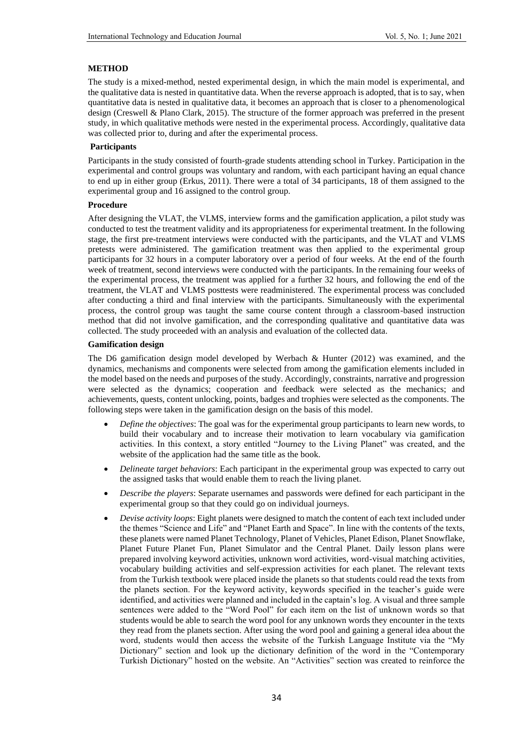## METHOD

The study is a mixed-method, nested experimental design, in which the main model is experimental, and the qualitative data is nested in quantitative data. When the reverse approach is adopted, that is to say, when quantitative data is nested in qualitative data, it becomes an approach that is closer to a phenomenological design (Creswell & Plano Clark, 2015). The structure of the former approach was preferred in the present study, in which qualitative methods were nested in the experimental process. Accordingly, qualitative data was collected prior to, during and after the experimental process.

### Participants

Participants in the study consisted of fourth-grade students attending school in Turkey. Participation in the experimental and control groups was voluntary and random, with each participant having an equal chance to end up in either group (Erkus, 2011). There were a total of 34 participants, 18 of them assigned to the experimental group and 16 assigned to the control group.

### Procedure

After designing the VLAT, the VLMS, interview forms and the gamification application, a pilot study was conducted to test the treatment validity and its appropriateness for experimental treatment. In the following stage, the first pre-treatment interviews were conducted with the participants, and the VLAT and VLMS pretests were administered. The gamification treatment was then applied to the experimental group participants for 32 hours in a computer laboratory over a period of four weeks. At the end of the fourth week of treatment, second interviews were conducted with the participants. In the remaining four weeks of the experimental process, the treatment was applied for a further 32 hours, and following the end of the treatment, the VLAT and VLMS posttests were readministered. The experimental process was concluded after conducting a third and final interview with the participants. Simultaneously with the experimental process, the control group was taught the same course content through a classroom-based instruction method that did not involve gamification, and the corresponding qualitative and quantitative data was collected. The study proceeded with an analysis and evaluation of the collected data.

### Gamification design

The D6 gamification design model developed by Werbach & Hunter (2012) was examined, and the dynamics, mechanisms and components were selected from among the gamification elements included in the model based on the needs and purposes of the study. Accordingly, constraints, narrative and progression were selected as the dynamics; cooperation and feedback were selected as the mechanics; and achievements, quests, content unlocking, points, badges and trophies were selected as the components. The following steps were taken in the gamification design on the basis of this model.

- *Define the objectives*: The goal was for the experimental group participants to learn new words, to build their vocabulary and to increase their motivation to learn vocabulary via gamification activities. In this context, a story entitled "Journey to the Living Planet" was created, and the website of the application had the same title as the book.
- *Delineate target behaviors*: Each participant in the experimental group was expected to carry out the assigned tasks that would enable them to reach the living planet.
- *Describe the players*: Separate usernames and passwords were defined for each participant in the experimental group so that they could go on individual journeys.
- *Devise activity loops*: Eight planets were designed to match the content of each text included under the themes "Science and Life" and "Planet Earth and Space". In line with the contents of the texts, these planets were named Planet Technology, Planet of Vehicles, Planet Edison, Planet Snowflake, Planet Future Planet Fun, Planet Simulator and the Central Planet. Daily lesson plans were prepared involving keyword activities, unknown word activities, word-visual matching activities, vocabulary building activities and self-expression activities for each planet. The relevant texts from the Turkish textbook were placed inside the planets so that students could read the texts from the planets section. For the keyword activity, keywords specified in the teacher's guide were identified, and activities were planned and included in the captain's log. A visual and three sample sentences were added to the "Word Pool" for each item on the list of unknown words so that students would be able to search the word pool for any unknown words they encounter in the texts they read from the planets section. After using the word pool and gaining a general idea about the word, students would then access the website of the Turkish Language Institute via the "My Dictionary" section and look up the dictionary definition of the word in the "Contemporary Turkish Dictionary" hosted on the website. An "Activities" section was created to reinforce the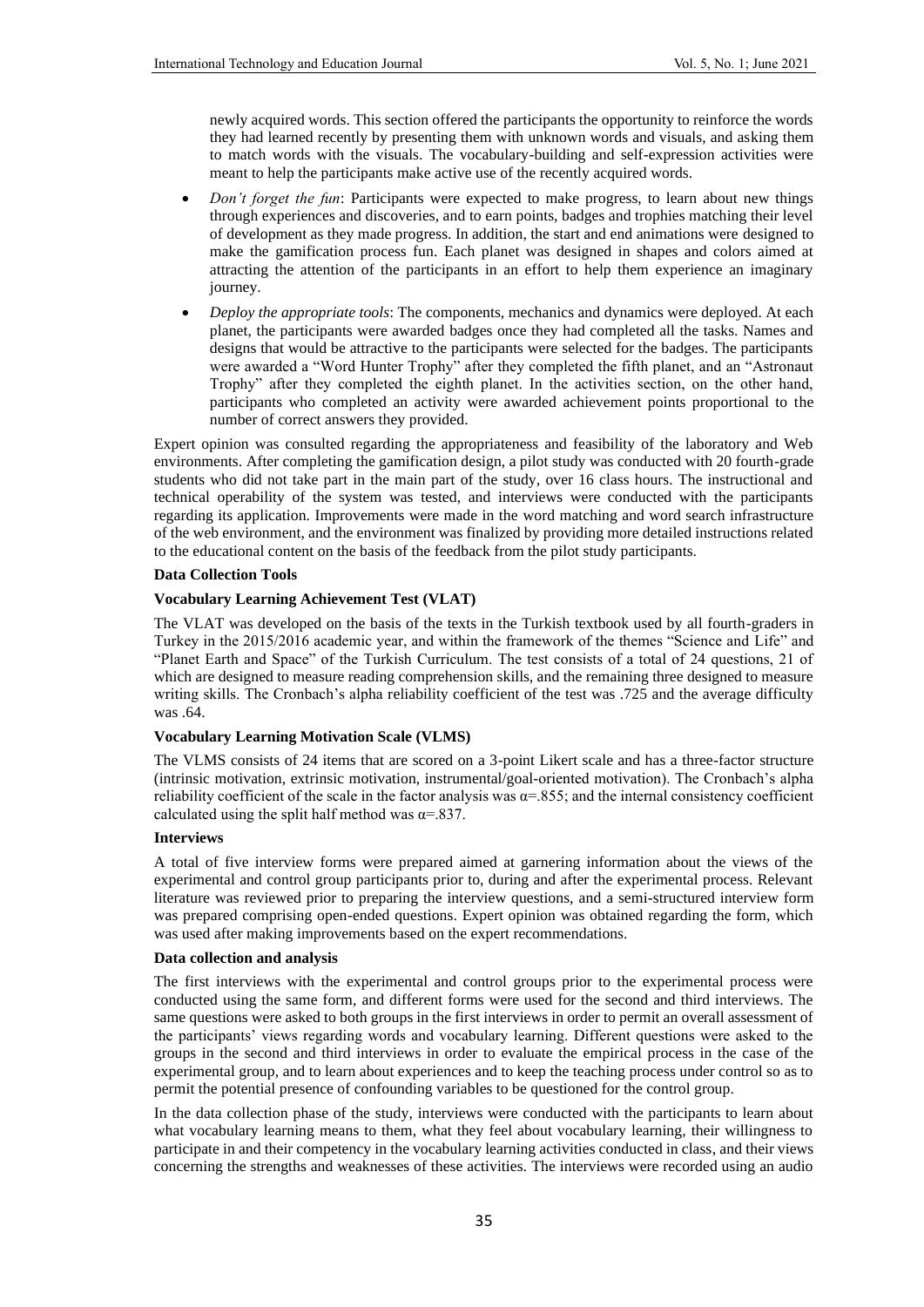newly acquired words. This section offered the participants the opportunity to reinforce the words they had learned recently by presenting them with unknown words and visuals, and asking them to match words with the visuals. The vocabulary-building and self-expression activities were meant to help the participants make active use of the recently acquired words.

- *Don't forget the fun*: Participants were expected to make progress, to learn about new things through experiences and discoveries, and to earn points, badges and trophies matching their level of development as they made progress. In addition, the start and end animations were designed to make the gamification process fun. Each planet was designed in shapes and colors aimed at attracting the attention of the participants in an effort to help them experience an imaginary journey.
- *Deploy the appropriate tools*: The components, mechanics and dynamics were deployed. At each planet, the participants were awarded badges once they had completed all the tasks. Names and designs that would be attractive to the participants were selected for the badges. The participants were awarded a "Word Hunter Trophy" after they completed the fifth planet, and an "Astronaut Trophy" after they completed the eighth planet. In the activities section, on the other hand, participants who completed an activity were awarded achievement points proportional to the number of correct answers they provided.

Expert opinion was consulted regarding the appropriateness and feasibility of the laboratory and Web environments. After completing the gamification design, a pilot study was conducted with 20 fourth-grade students who did not take part in the main part of the study, over 16 class hours. The instructional and technical operability of the system was tested, and interviews were conducted with the participants regarding its application. Improvements were made in the word matching and word search infrastructure of the web environment, and the environment was finalized by providing more detailed instructions related to the educational content on the basis of the feedback from the pilot study participants.

**Data Collection Tools**

**Vocabulary Learning Achievement Test (VLAT)**

The VLAT was developed on the basis of the texts in the Turkish textbook used by all fourth-graders in Turkey in the 2015/2016 academic year, and within the framework of the themes "Science and Life" and "Planet Earth and Space" of the Turkish Curriculum. The test consists of a total of 24 questions, 21 of which are designed to measure reading comprehension skills, and the remaining three designed to measure writing skills. The Cronbach's alpha reliability coefficient of the test was .725 and the average difficulty was .64.

**Vocabulary Learning Motivation Scale (VLMS)**

The VLMS consists of 24 items that are scored on a 3-point Likert scale and has a three-factor structure (intrinsic motivation, extrinsic motivation, instrumental/goal-oriented motivation). The Cronbach's alpha reliability coefficient of the scale in the factor analysis was $\alpha=.855$; and the internal consistency coefficient calculated using the split half method was $\alpha=.837$.

**Interviews**

A total of five interview forms were prepared aimed at garnering information about the views of the experimental and control group participants prior to, during and after the experimental process. Relevant literature was reviewed prior to preparing the interview questions, and a semi-structured interview form was prepared comprising open-ended questions. Expert opinion was obtained regarding the form, which was used after making improvements based on the expert recommendations.

**Data collection and analysis**

The first interviews with the experimental and control groups prior to the experimental process were conducted using the same form, and different forms were used for the second and third interviews. The same questions were asked to both groups in the first interviews in order to permit an overall assessment of the participants' views regarding words and vocabulary learning. Different questions were asked to the groups in the second and third interviews in order to evaluate the empirical process in the case of the experimental group, and to learn about experiences and to keep the teaching process under control so as to permit the potential presence of confounding variables to be questioned for the control group.

In the data collection phase of the study, interviews were conducted with the participants to learn about what vocabulary learning means to them, what they feel about vocabulary learning, their willingness to participate in and their competency in the vocabulary learning activities conducted in class, and their views concerning the strengths and weaknesses of these activities. The interviews were recorded using an audio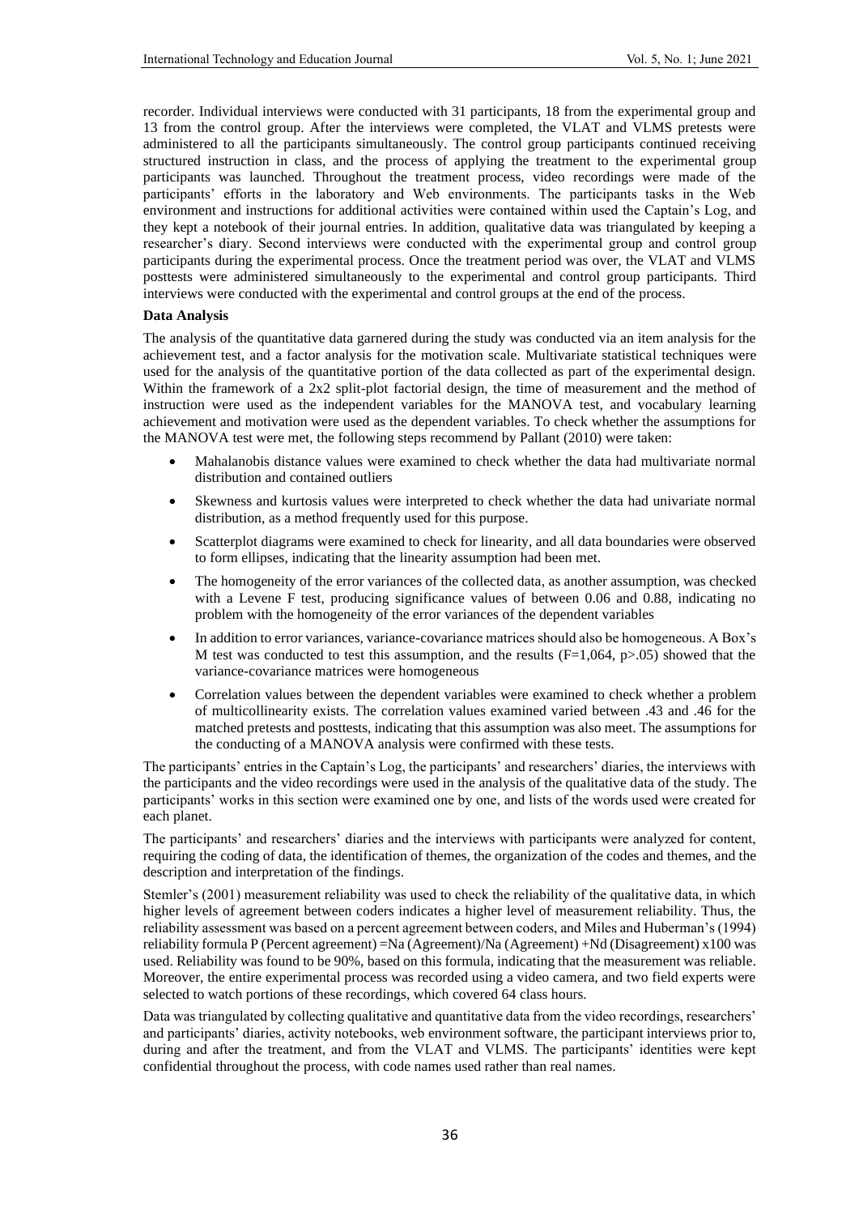recorder. Individual interviews were conducted with 31 participants, 18 from the experimental group and 13 from the control group. After the interviews were completed, the VLAT and VLMS pretests were administered to all the participants simultaneously. The control group participants continued receiving structured instruction in class, and the process of applying the treatment to the experimental group participants was launched. Throughout the treatment process, video recordings were made of the participants' efforts in the laboratory and Web environments. The participants tasks in the Web environment and instructions for additional activities were contained within used the Captain's Log, and they kept a notebook of their journal entries. In addition, qualitative data was triangulated by keeping a researcher's diary. Second interviews were conducted with the experimental group and control group participants during the experimental process. Once the treatment period was over, the VLAT and VLMS posttests were administered simultaneously to the experimental and control group participants. Third interviews were conducted with the experimental and control groups at the end of the process.

**Data Analysis**

The analysis of the quantitative data garnered during the study was conducted via an item analysis for the achievement test, and a factor analysis for the motivation scale. Multivariate statistical techniques were used for the analysis of the quantitative portion of the data collected as part of the experimental design. Within the framework of a 2x2 split-plot factorial design, the time of measurement and the method of instruction were used as the independent variables for the MANOVA test, and vocabulary learning achievement and motivation were used as the dependent variables. To check whether the assumptions for the MANOVA test were met, the following steps recommend by Pallant (2010) were taken:

- Mahalanobis distance values were examined to check whether the data had multivariate normal distribution and contained outliers
- Skewness and kurtosis values were interpreted to check whether the data had univariate normal distribution, as a method frequently used for this purpose.
- Scatterplot diagrams were examined to check for linearity, and all data boundaries were observed to form ellipses, indicating that the linearity assumption had been met.
- The homogeneity of the error variances of the collected data, as another assumption, was checked with a Levene F test, producing significance values of between 0.06 and 0.88, indicating no problem with the homogeneity of the error variances of the dependent variables
- In addition to error variances, variance-covariance matrices should also be homogeneous. A Box's M test was conducted to test this assumption, and the results ($F=1,064$, $p>.05$) showed that the variance-covariance matrices were homogeneous
- Correlation values between the dependent variables were examined to check whether a problem of multicollinearity exists. The correlation values examined varied between .43 and .46 for the matched pretests and posttests, indicating that this assumption was also meet. The assumptions for the conducting of a MANOVA analysis were confirmed with these tests.

The participants' entries in the Captain's Log, the participants' and researchers' diaries, the interviews with the participants and the video recordings were used in the analysis of the qualitative data of the study. The participants' works in this section were examined one by one, and lists of the words used were created for each planet.

The participants' and researchers' diaries and the interviews with participants were analyzed for content, requiring the coding of data, the identification of themes, the organization of the codes and themes, and the description and interpretation of the findings.

Stemler's (2001) measurement reliability was used to check the reliability of the qualitative data, in which higher levels of agreement between coders indicates a higher level of measurement reliability. Thus, the reliability assessment was based on a percent agreement between coders, and Miles and Huberman's (1994) reliability formula P (Percent agreement) =Na (Agreement)/Na (Agreement) +Nd (Disagreement) x100 was used. Reliability was found to be 90%, based on this formula, indicating that the measurement was reliable. Moreover, the entire experimental process was recorded using a video camera, and two field experts were selected to watch portions of these recordings, which covered 64 class hours.

Data was triangulated by collecting qualitative and quantitative data from the video recordings, researchers' and participants' diaries, activity notebooks, web environment software, the participant interviews prior to, during and after the treatment, and from the VLAT and VLMS. The participants' identities were kept confidential throughout the process, with code names used rather than real names.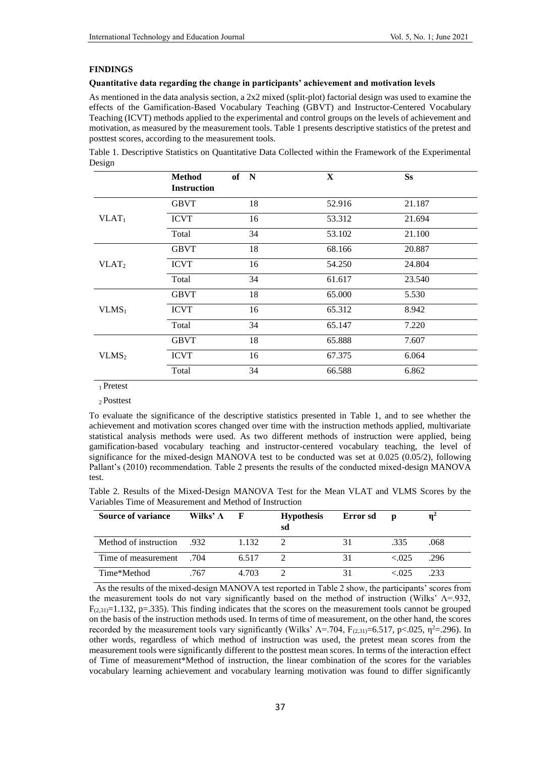## FINDINGS

### Quantitative data regarding the change in participants' achievement and motivation levels

As mentioned in the data analysis section, a 2x2 mixed (split-plot) factorial design was used to examine the effects of the Gamification-Based Vocabulary Teaching (GBVT) and Instructor-Centered Vocabulary Teaching (ICVT) methods applied to the experimental and control groups on the levels of achievement and motivation, as measured by the measurement tools. Table 1 presents descriptive statistics of the pretest and posttest scores, according to the measurement tools.

Table 1. Descriptive Statistics on Quantitative Data Collected within the Framework of the Experimental Design

| | **Method of Instruction** | **N** | **X** | **Ss** |
|---|---|---|---|---|
| $VLAT_1$ | GBVT | 18 | 52.916 | 21.187 |
| | ICVT | 16 | 53.312 | 21.694 |
| | Total | 34 | 53.102 | 21.100 |
| $VLAT_2$ | GBVT | 18 | 68.166 | 20.887 |
| | ICVT | 16 | 54.250 | 24.804 |
| | Total | 34 | 61.617 | 23.540 |
| $VLMS_1$ | GBVT | 18 | 65.000 | 5.530 |
| | ICVT | 16 | 65.312 | 8.942 |
| | Total | 34 | 65.147 | 7.220 |
| $VLMS_2$ | GBVT | 18 | 65.888 | 7.607 |
| | ICVT | 16 | 67.375 | 6.064 |
| | Total | 34 | 66.588 | 6.862 |

$_1$ Pretest

$_2$ Posttest

To evaluate the significance of the descriptive statistics presented in Table 1, and to see whether the achievement and motivation scores changed over time with the instruction methods applied, multivariate statistical analysis methods were used. As two different methods of instruction were applied, being gamification-based vocabulary teaching and instructor-centered vocabulary teaching, the level of significance for the mixed-design MANOVA test to be conducted was set at 0.025 (0.05/2), following Pallant's (2010) recommendation. Table 2 presents the results of the conducted mixed-design MANOVA test.

Table 2. Results of the Mixed-Design MANOVA Test for the Mean VLAT and VLMS Scores by the Variables Time of Measurement and Method of Instruction

| **Source of variance** | **Wilks' Λ** | **F** | **Hypothesis sd** | **Error sd** | **p** | **$\eta^2$** |
|---|---|---|---|---|---|---|
| Method of instruction | .932 | 1.132 | 2 | 31 | .335 | .068 |
| Time of measurement | .704 | 6.517 | 2 | 31 | <.025 | .296 |
| Time*Method | .767 | 4.703 | 2 | 31 | <.025 | .233 |

As the results of the mixed-design MANOVA test reported in Table 2 show, the participants' scores from the measurement tools do not vary significantly based on the method of instruction (Wilks' $\Lambda$=.932, $F_{(2,31)}$=1.132, p=.335). This finding indicates that the scores on the measurement tools cannot be grouped on the basis of the instruction methods used. In terms of time of measurement, on the other hand, the scores recorded by the measurement tools vary significantly (Wilks' $\Lambda$=.704, $F_{(2,31)}$=6.517, p<.025, $\eta^2$=.296). In other words, regardless of which method of instruction was used, the pretest mean scores from the measurement tools were significantly different to the posttest mean scores. In terms of the interaction effect of Time of measurement*Method of instruction, the linear combination of the scores for the variables vocabulary learning achievement and vocabulary learning motivation was found to differ significantly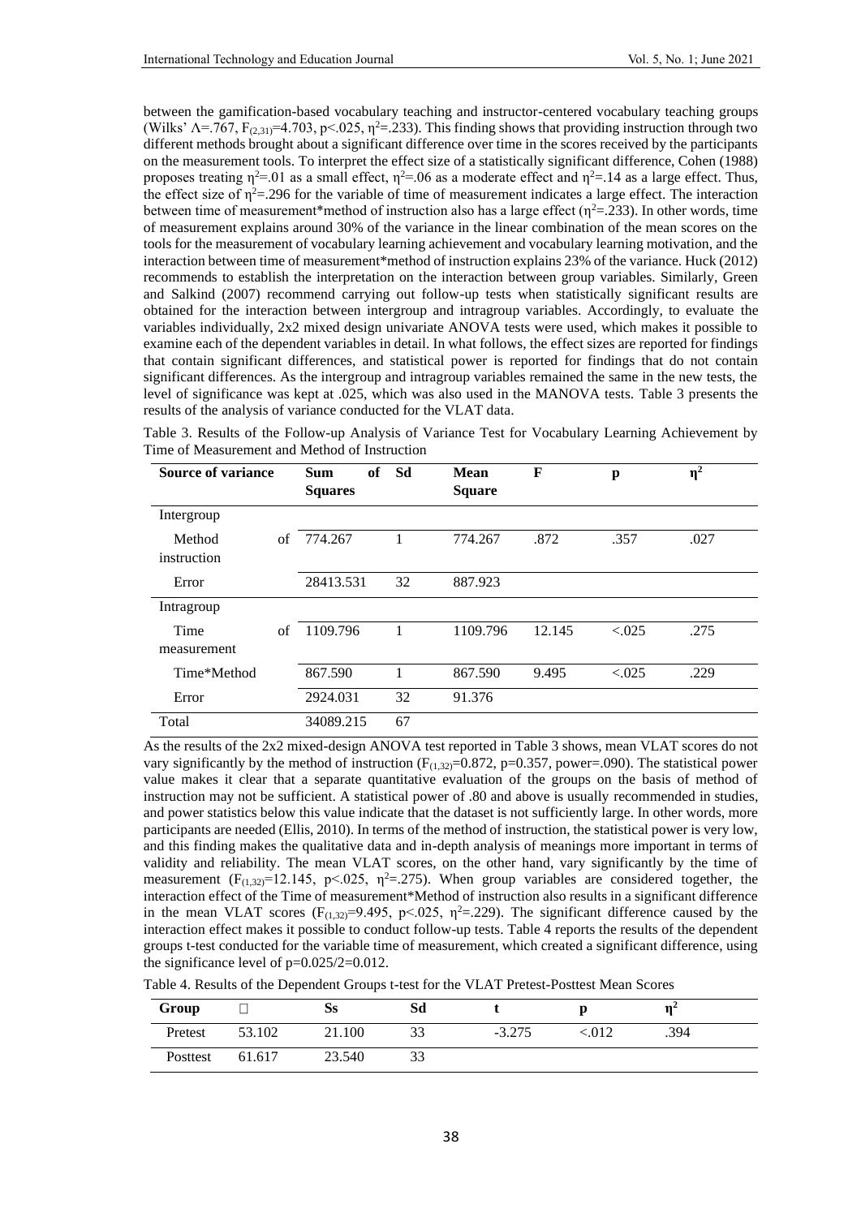between the gamification-based vocabulary teaching and instructor-centered vocabulary teaching groups (Wilks' $\Lambda$=.767, $F_{(2,31)}$=4.703, p<.025, $\eta^2$=.233). This finding shows that providing instruction through two different methods brought about a significant difference over time in the scores received by the participants on the measurement tools. To interpret the effect size of a statistically significant difference, Cohen (1988) proposes treating $\eta^2$=.01 as a small effect, $\eta^2$=.06 as a moderate effect and $\eta^2$=.14 as a large effect. Thus, the effect size of $\eta^2$=.296 for the variable of time of measurement indicates a large effect. The interaction between time of measurement*method of instruction also has a large effect ($\eta^2$=.233). In other words, time of measurement explains around 30% of the variance in the linear combination of the mean scores on the tools for the measurement of vocabulary learning achievement and vocabulary learning motivation, and the interaction between time of measurement*method of instruction explains 23% of the variance. Huck (2012) recommends to establish the interpretation on the interaction between group variables. Similarly, Green and Salkind (2007) recommend carrying out follow-up tests when statistically significant results are obtained for the interaction between intergroup and intragroup variables. Accordingly, to evaluate the variables individually, 2x2 mixed design univariate ANOVA tests were used, which makes it possible to examine each of the dependent variables in detail. In what follows, the effect sizes are reported for findings that contain significant differences, and statistical power is reported for findings that do not contain significant differences. As the intergroup and intragroup variables remained the same in the new tests, the level of significance was kept at .025, which was also used in the MANOVA tests. Table 3 presents the results of the analysis of variance conducted for the VLAT data.

Table 3. Results of the Follow-up Analysis of Variance Test for Vocabulary Learning Achievement by Time of Measurement and Method of Instruction

| Source of variance | Sum of Squares | Sd | Mean Square | F | p | $\eta^2$ |
|---|---|---|---|---|---|---|
| Intergroup | | | | | | |
| Method of instruction | 774.267 | 1 | 774.267 | .872 | .357 | .027 |
| Error | 28413.531 | 32 | 887.923 | | | |
| Intragroup | | | | | | |
| Time of measurement | 1109.796 | 1 | 1109.796 | 12.145 | <.025 | .275 |
| Time*Method | 867.590 | 1 | 867.590 | 9.495 | <.025 | .229 |
| Error | 2924.031 | 32 | 91.376 | | | |
| Total | 34089.215 | 67 | | | | |

As the results of the 2x2 mixed-design ANOVA test reported in Table 3 shows, mean VLAT scores do not vary significantly by the method of instruction ($F_{(1,32)}$=0.872, p=0.357, power=.090). The statistical power value makes it clear that a separate quantitative evaluation of the groups on the basis of method of instruction may not be sufficient. A statistical power of .80 and above is usually recommended in studies, and power statistics below this value indicate that the dataset is not sufficiently large. In other words, more participants are needed (Ellis, 2010). In terms of the method of instruction, the statistical power is very low, and this finding makes the qualitative data and in-depth analysis of meanings more important in terms of validity and reliability. The mean VLAT scores, on the other hand, vary significantly by the time of measurement ($F_{(1,32)}$=12.145, p<.025, $\eta^2$=.275). When group variables are considered together, the interaction effect of the Time of measurement*Method of instruction also results in a significant difference in the mean VLAT scores ($F_{(1,32)}$=9.495, p<.025, $\eta^2$=.229). The significant difference caused by the interaction effect makes it possible to conduct follow-up tests. Table 4 reports the results of the dependent groups t-test conducted for the variable time of measurement, which created a significant difference, using the significance level of p=0.025/2=0.012.

Table 4. Results of the Dependent Groups t-test for the VLAT Pretest-Posttest Mean Scores

| Group | $\bar{X}$ | Ss | Sd | t | p | $\eta^2$ |
|---|---|---|---|---|---|---|
| Pretest | 53.102 | 21.100 | 33 | -3.275 | <.012 | .394 |
| Posttest | 61.617 | 23.540 | 33 | | | |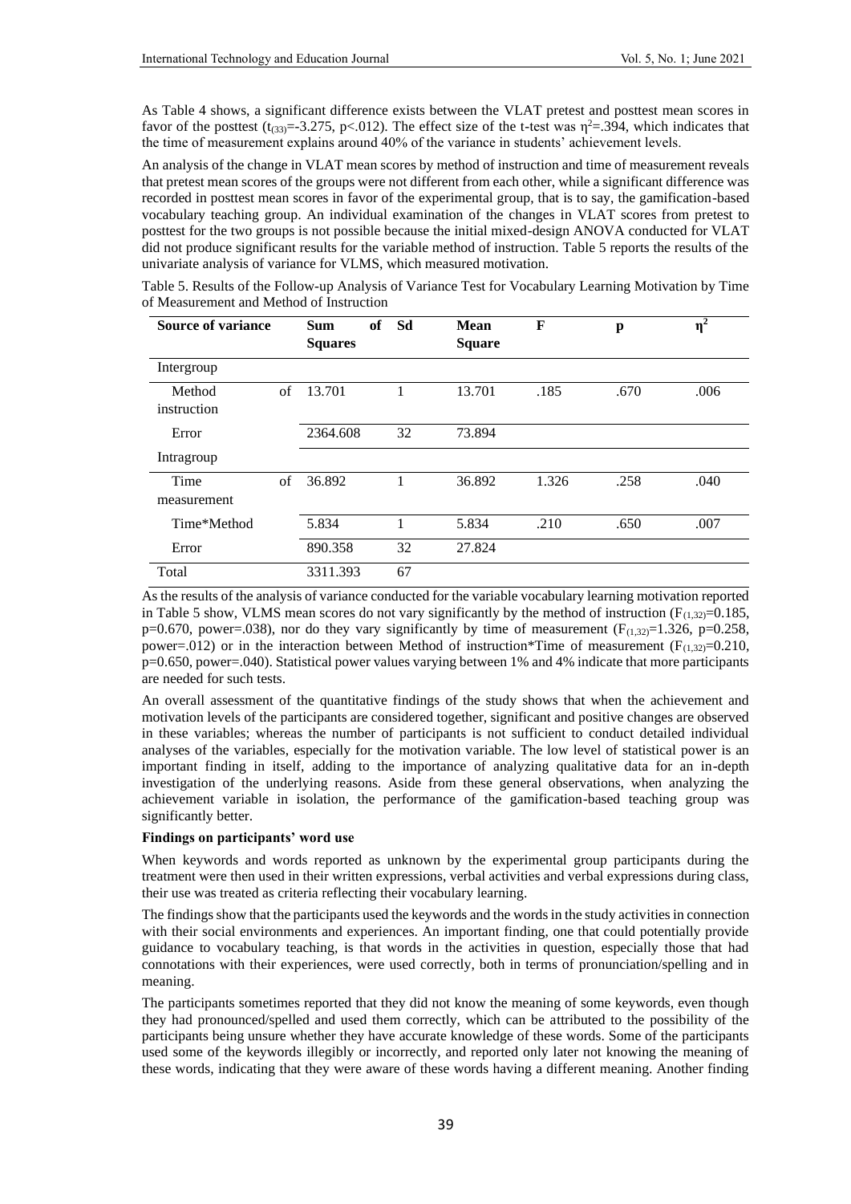As Table 4 shows, a significant difference exists between the VLAT pretest and posttest mean scores in favor of the posttest ($t_{(33)}$=-3.275, p<.012). The effect size of the t-test was $\eta^2$=.394, which indicates that the time of measurement explains around 40% of the variance in students' achievement levels.

An analysis of the change in VLAT mean scores by method of instruction and time of measurement reveals that pretest mean scores of the groups were not different from each other, while a significant difference was recorded in posttest mean scores in favor of the experimental group, that is to say, the gamification-based vocabulary teaching group. An individual examination of the changes in VLAT scores from pretest to posttest for the two groups is not possible because the initial mixed-design ANOVA conducted for VLAT did not produce significant results for the variable method of instruction. Table 5 reports the results of the univariate analysis of variance for VLMS, which measured motivation.

Table 5. Results of the Follow-up Analysis of Variance Test for Vocabulary Learning Motivation by Time of Measurement and Method of Instruction

| Source of variance | Sum of Squares | Sd | Mean Square | F | p | $\eta^2$ |
|---|---|---|---|---|---|---|
| Intergroup | | | | | | |
| Method of instruction | 13.701 | 1 | 13.701 | .185 | .670 | .006 |
| Error | 2364.608 | 32 | 73.894 | | | |
| Intragroup | | | | | | |
| Time of measurement | 36.892 | 1 | 36.892 | 1.326 | .258 | .040 |
| Time*Method | 5.834 | 1 | 5.834 | .210 | .650 | .007 |
| Error | 890.358 | 32 | 27.824 | | | |
| Total | 3311.393 | 67 | | | | |

As the results of the analysis of variance conducted for the variable vocabulary learning motivation reported in Table 5 show, VLMS mean scores do not vary significantly by the method of instruction ($F_{(1,32)}$=0.185, p=0.670, power=.038), nor do they vary significantly by time of measurement ($F_{(1,32)}$=1.326, p=0.258, power=.012) or in the interaction between Method of instruction*Time of measurement ($F_{(1,32)}$=0.210, p=0.650, power=.040). Statistical power values varying between 1% and 4% indicate that more participants are needed for such tests.

An overall assessment of the quantitative findings of the study shows that when the achievement and motivation levels of the participants are considered together, significant and positive changes are observed in these variables; whereas the number of participants is not sufficient to conduct detailed individual analyses of the variables, especially for the motivation variable. The low level of statistical power is an important finding in itself, adding to the importance of analyzing qualitative data for an in-depth investigation of the underlying reasons. Aside from these general observations, when analyzing the achievement variable in isolation, the performance of the gamification-based teaching group was significantly better.

**Findings on participants' word use**

When keywords and words reported as unknown by the experimental group participants during the treatment were then used in their written expressions, verbal activities and verbal expressions during class, their use was treated as criteria reflecting their vocabulary learning.

The findings show that the participants used the keywords and the words in the study activities in connection with their social environments and experiences. An important finding, one that could potentially provide guidance to vocabulary teaching, is that words in the activities in question, especially those that had connotations with their experiences, were used correctly, both in terms of pronunciation/spelling and in meaning.

The participants sometimes reported that they did not know the meaning of some keywords, even though they had pronounced/spelled and used them correctly, which can be attributed to the possibility of the participants being unsure whether they have accurate knowledge of these words. Some of the participants used some of the keywords illegibly or incorrectly, and reported only later not knowing the meaning of these words, indicating that they were aware of these words having a different meaning. Another finding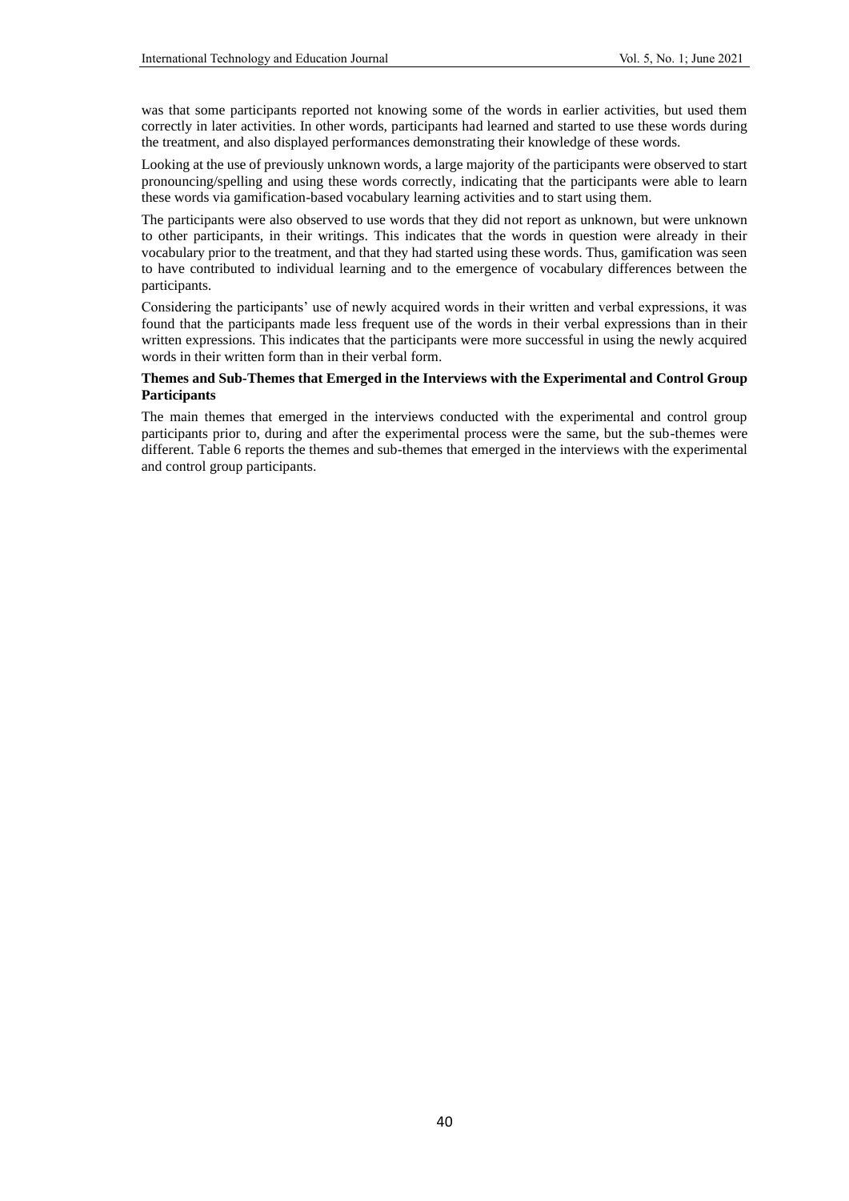was that some participants reported not knowing some of the words in earlier activities, but used them correctly in later activities. In other words, participants had learned and started to use these words during the treatment, and also displayed performances demonstrating their knowledge of these words.

Looking at the use of previously unknown words, a large majority of the participants were observed to start pronouncing/spelling and using these words correctly, indicating that the participants were able to learn these words via gamification-based vocabulary learning activities and to start using them.

The participants were also observed to use words that they did not report as unknown, but were unknown to other participants, in their writings. This indicates that the words in question were already in their vocabulary prior to the treatment, and that they had started using these words. Thus, gamification was seen to have contributed to individual learning and to the emergence of vocabulary differences between the participants.

Considering the participants' use of newly acquired words in their written and verbal expressions, it was found that the participants made less frequent use of the words in their verbal expressions than in their written expressions. This indicates that the participants were more successful in using the newly acquired words in their written form than in their verbal form.

**Themes and Sub-Themes that Emerged in the Interviews with the Experimental and Control Group Participants**

The main themes that emerged in the interviews conducted with the experimental and control group participants prior to, during and after the experimental process were the same, but the sub-themes were different. Table 6 reports the themes and sub-themes that emerged in the interviews with the experimental and control group participants.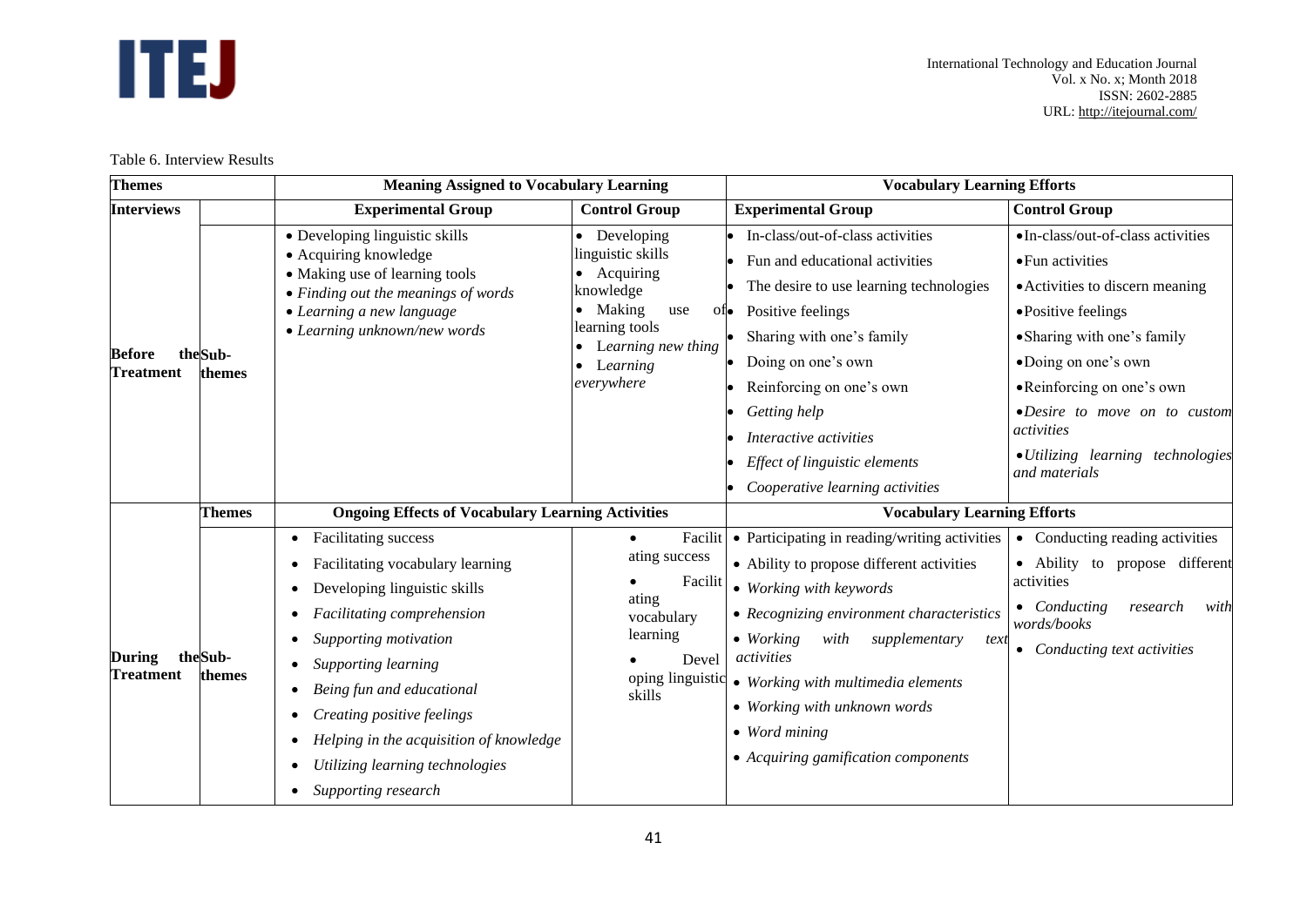Table 6. Interview Results

| Themes | | Meaning Assigned to Vocabulary Learning | | Vocabulary Learning Efforts | |
|---|---|---|---|---|---|
| Interviews | | Experimental Group | Control Group | Experimental Group | Control Group |
| Before the Treatment | Sub-themes | • Developing linguistic skills<br>• Acquiring knowledge<br>• Making use of learning tools<br>• *Finding out the meanings of words*<br>• *Learning a new language*<br>• *Learning unknown/new words* | • Developing linguistic skills<br>• Acquiring knowledge<br>• Making use of learning tools<br>• *Learning new thing*<br>• *Learning everywhere* | • In-class/out-of-class activities<br>• Fun and educational activities<br>• The desire to use learning technologies<br>• Positive feelings<br>• Sharing with one's family<br>• Doing on one's own<br>• Reinforcing on one's own<br>• *Getting help*<br>• *Interactive activities*<br>• *Effect of linguistic elements*<br>• *Cooperative learning activities* | • In-class/out-of-class activities<br>• Fun activities<br>• Activities to discern meaning<br>• Positive feelings<br>• Sharing with one's family<br>• Doing on one's own<br>• Reinforcing on one's own<br>• *Desire to move on to custom activities*<br>• *Utilizing learning technologies and materials* |
| | Themes | Ongoing Effects of Vocabulary Learning Activities | | Vocabulary Learning Efforts | |
| During the Treatment | Sub-themes | • Facilitating success<br>• Facilitating vocabulary learning<br>• Developing linguistic skills<br>• *Facilitating comprehension*<br>• *Supporting motivation*<br>• *Supporting learning*<br>• *Being fun and educational*<br>• *Creating positive feelings*<br>• *Helping in the acquisition of knowledge*<br>• *Utilizing learning technologies*<br>• *Supporting research* | • Facilitating success<br>• Facilitating vocabulary learning<br>• Developing linguistic skills | • Participating in reading/writing activities<br>• Ability to propose different activities<br>• *Working with keywords*<br>• *Recognizing environment characteristics*<br>• *Working with supplementary text activities*<br>• *Working with multimedia elements*<br>• *Working with unknown words*<br>• *Word mining*<br>• *Acquiring gamification components* | • Conducting reading activities<br>• Ability to propose different activities<br>• *Conducting research with words/books*<br>• *Conducting text activities* |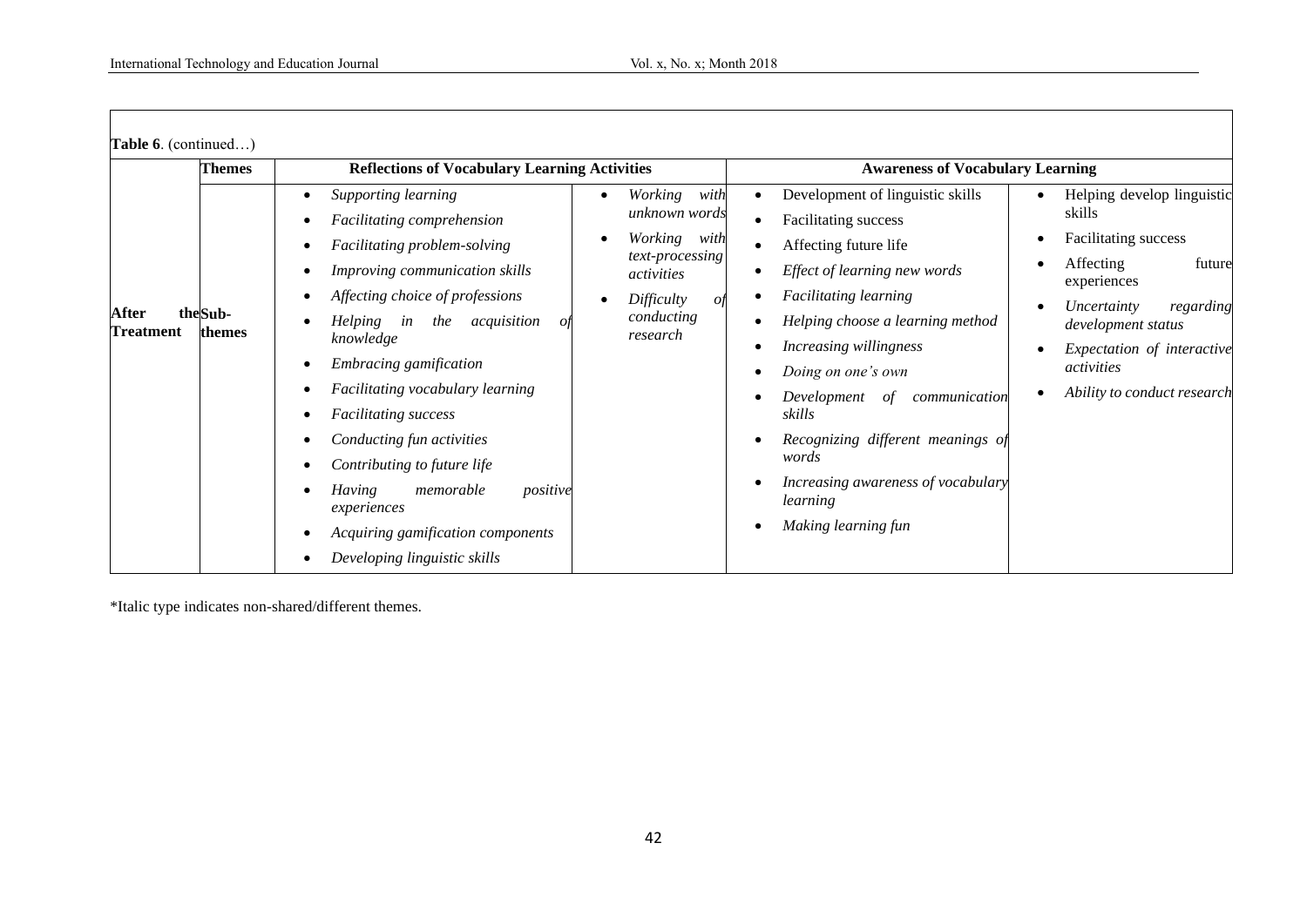**Table 6**. (continued…)

| | Themes | Reflections of Vocabulary Learning Activities | | Awareness of Vocabulary Learning | |
|---|---|---|---|---|---|
| After the Treatment | Sub-themes | • *Supporting learning*<br>• *Facilitating comprehension*<br>• *Facilitating problem-solving*<br>• *Improving communication skills*<br>• *Affecting choice of professions*<br>• *Helping in the acquisition of knowledge*<br>• *Embracing gamification*<br>• *Facilitating vocabulary learning*<br>• *Facilitating success*<br>• *Conducting fun activities*<br>• *Contributing to future life*<br>• *Having memorable positive experiences*<br>• *Acquiring gamification components*<br>• *Developing linguistic skills* | • *Working with unknown words*<br>• *Working with text-processing activities*<br>• *Difficulty of conducting research* | • Development of linguistic skills<br>• Facilitating success<br>• Affecting future life<br>• *Effect of learning new words*<br>• *Facilitating learning*<br>• *Helping choose a learning method*<br>• *Increasing willingness*<br>• *Doing on one's own*<br>• *Development of communication skills*<br>• *Recognizing different meanings of words*<br>• *Increasing awareness of vocabulary learning*<br>• *Making learning fun* | • Helping develop linguistic skills<br>• Facilitating success<br>• Affecting future experiences<br>• *Uncertainty regarding development status*<br>• *Expectation of interactive activities*<br>• *Ability to conduct research* |

*Italic type indicates non-shared/different themes.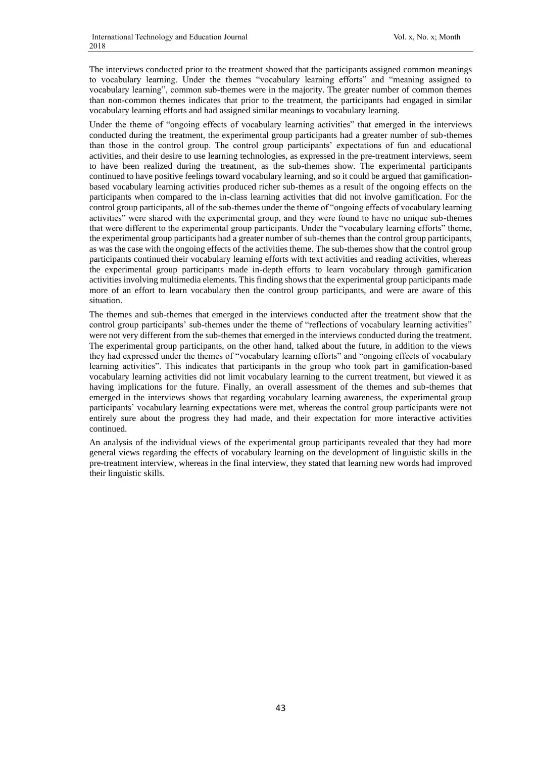The interviews conducted prior to the treatment showed that the participants assigned common meanings to vocabulary learning. Under the themes "vocabulary learning efforts" and "meaning assigned to vocabulary learning", common sub-themes were in the majority. The greater number of common themes than non-common themes indicates that prior to the treatment, the participants had engaged in similar vocabulary learning efforts and had assigned similar meanings to vocabulary learning.

Under the theme of "ongoing effects of vocabulary learning activities" that emerged in the interviews conducted during the treatment, the experimental group participants had a greater number of sub-themes than those in the control group. The control group participants' expectations of fun and educational activities, and their desire to use learning technologies, as expressed in the pre-treatment interviews, seem to have been realized during the treatment, as the sub-themes show. The experimental participants continued to have positive feelings toward vocabulary learning, and so it could be argued that gamification-based vocabulary learning activities produced richer sub-themes as a result of the ongoing effects on the participants when compared to the in-class learning activities that did not involve gamification. For the control group participants, all of the sub-themes under the theme of "ongoing effects of vocabulary learning activities" were shared with the experimental group, and they were found to have no unique sub-themes that were different to the experimental group participants. Under the "vocabulary learning efforts" theme, the experimental group participants had a greater number of sub-themes than the control group participants, as was the case with the ongoing effects of the activities theme. The sub-themes show that the control group participants continued their vocabulary learning efforts with text activities and reading activities, whereas the experimental group participants made in-depth efforts to learn vocabulary through gamification activities involving multimedia elements. This finding shows that the experimental group participants made more of an effort to learn vocabulary then the control group participants, and were are aware of this situation.

The themes and sub-themes that emerged in the interviews conducted after the treatment show that the control group participants' sub-themes under the theme of "reflections of vocabulary learning activities" were not very different from the sub-themes that emerged in the interviews conducted during the treatment. The experimental group participants, on the other hand, talked about the future, in addition to the views they had expressed under the themes of "vocabulary learning efforts" and "ongoing effects of vocabulary learning activities". This indicates that participants in the group who took part in gamification-based vocabulary learning activities did not limit vocabulary learning to the current treatment, but viewed it as having implications for the future. Finally, an overall assessment of the themes and sub-themes that emerged in the interviews shows that regarding vocabulary learning awareness, the experimental group participants' vocabulary learning expectations were met, whereas the control group participants were not entirely sure about the progress they had made, and their expectation for more interactive activities continued.

An analysis of the individual views of the experimental group participants revealed that they had more general views regarding the effects of vocabulary learning on the development of linguistic skills in the pre-treatment interview, whereas in the final interview, they stated that learning new words had improved their linguistic skills.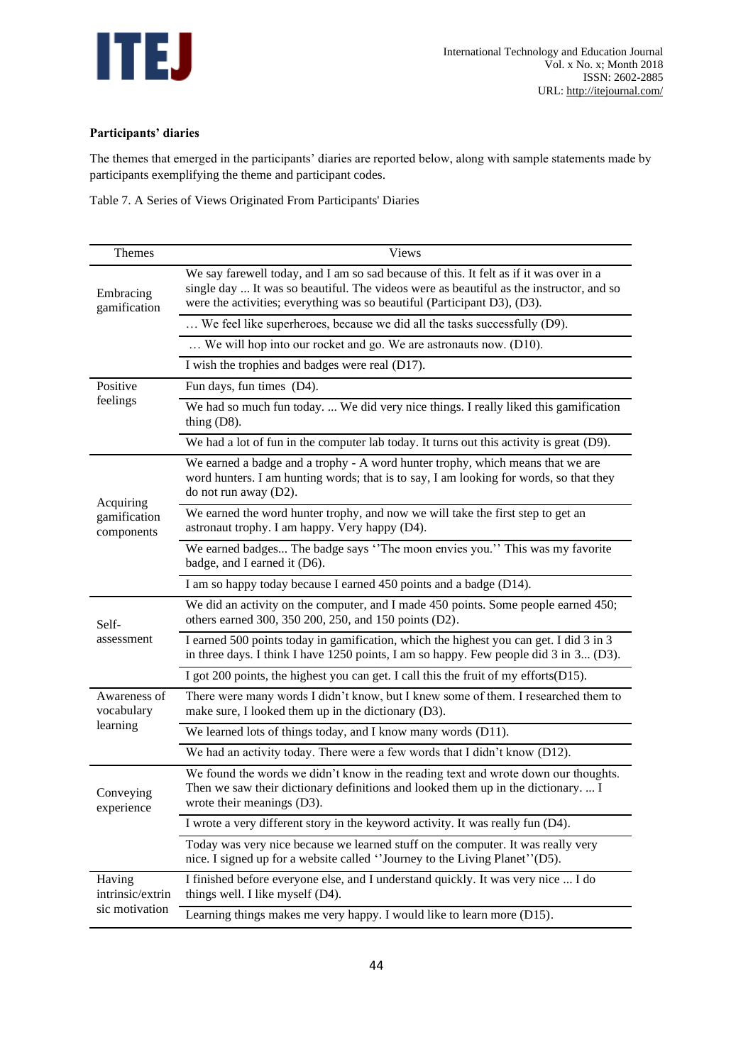**Participants' diaries**

The themes that emerged in the participants' diaries are reported below, along with sample statements made by participants exemplifying the theme and participant codes.

Table 7. A Series of Views Originated From Participants' Diaries

| Themes | Views |
|---|---|
| Embracing gamification | We say farewell today, and I am so sad because of this. It felt as if it was over in a single day ... It was so beautiful. The videos were as beautiful as the instructor, and so were the activities; everything was so beautiful (Participant D3), (D3). |
| | … We feel like superheroes, because we did all the tasks successfully (D9). |
| | … We will hop into our rocket and go. We are astronauts now. (D10). |
| | I wish the trophies and badges were real (D17). |
| Positive feelings | Fun days, fun times (D4). |
| | We had so much fun today. ... We did very nice things. I really liked this gamification thing (D8). |
| | We had a lot of fun in the computer lab today. It turns out this activity is great (D9). |
| Acquiring gamification components | We earned a badge and a trophy - A word hunter trophy, which means that we are word hunters. I am hunting words; that is to say, I am looking for words, so that they do not run away (D2). |
| | We earned the word hunter trophy, and now we will take the first step to get an astronaut trophy. I am happy. Very happy (D4). |
| | We earned badges... The badge says ''The moon envies you.'' This was my favorite badge, and I earned it (D6). |
| | I am so happy today because I earned 450 points and a badge (D14). |
| Self-assessment | We did an activity on the computer, and I made 450 points. Some people earned 450; others earned 300, 350 200, 250, and 150 points (D2). |
| | I earned 500 points today in gamification, which the highest you can get. I did 3 in 3 in three days. I think I have 1250 points, I am so happy. Few people did 3 in 3... (D3). |
| | I got 200 points, the highest you can get. I call this the fruit of my efforts(D15). |
| Awareness of vocabulary learning | There were many words I didn't know, but I knew some of them. I researched them to make sure, I looked them up in the dictionary (D3). |
| | We learned lots of things today, and I know many words (D11). |
| | We had an activity today. There were a few words that I didn't know (D12). |
| Conveying experience | We found the words we didn't know in the reading text and wrote down our thoughts. Then we saw their dictionary definitions and looked them up in the dictionary. ... I wrote their meanings (D3). |
| | I wrote a very different story in the keyword activity. It was really fun (D4). |
| | Today was very nice because we learned stuff on the computer. It was really very nice. I signed up for a website called ''Journey to the Living Planet''(D5). |
| Having intrinsic/extrinsic motivation | I finished before everyone else, and I understand quickly. It was very nice ... I do things well. I like myself (D4). |
| | Learning things makes me very happy. I would like to learn more (D15). |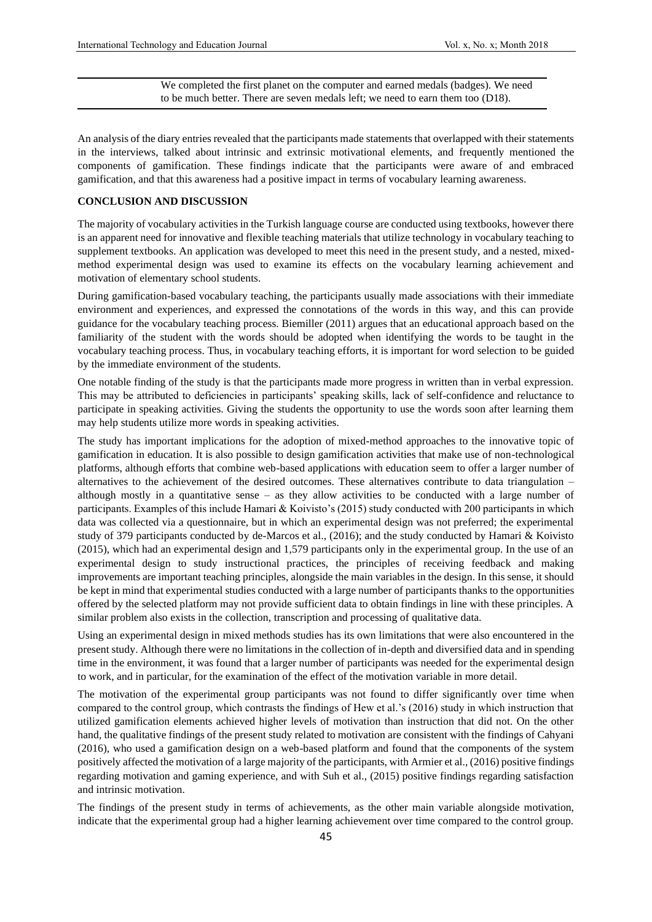We completed the first planet on the computer and earned medals (badges). We need to be much better. There are seven medals left; we need to earn them too (D18).

An analysis of the diary entries revealed that the participants made statements that overlapped with their statements in the interviews, talked about intrinsic and extrinsic motivational elements, and frequently mentioned the components of gamification. These findings indicate that the participants were aware of and embraced gamification, and that this awareness had a positive impact in terms of vocabulary learning awareness.

## CONCLUSION AND DISCUSSION

The majority of vocabulary activities in the Turkish language course are conducted using textbooks, however there is an apparent need for innovative and flexible teaching materials that utilize technology in vocabulary teaching to supplement textbooks. An application was developed to meet this need in the present study, and a nested, mixed-method experimental design was used to examine its effects on the vocabulary learning achievement and motivation of elementary school students.

During gamification-based vocabulary teaching, the participants usually made associations with their immediate environment and experiences, and expressed the connotations of the words in this way, and this can provide guidance for the vocabulary teaching process. Biemiller (2011) argues that an educational approach based on the familiarity of the student with the words should be adopted when identifying the words to be taught in the vocabulary teaching process. Thus, in vocabulary teaching efforts, it is important for word selection to be guided by the immediate environment of the students.

One notable finding of the study is that the participants made more progress in written than in verbal expression. This may be attributed to deficiencies in participants' speaking skills, lack of self-confidence and reluctance to participate in speaking activities. Giving the students the opportunity to use the words soon after learning them may help students utilize more words in speaking activities.

The study has important implications for the adoption of mixed-method approaches to the innovative topic of gamification in education. It is also possible to design gamification activities that make use of non-technological platforms, although efforts that combine web-based applications with education seem to offer a larger number of alternatives to the achievement of the desired outcomes. These alternatives contribute to data triangulation – although mostly in a quantitative sense – as they allow activities to be conducted with a large number of participants. Examples of this include Hamari & Koivisto's (2015) study conducted with 200 participants in which data was collected via a questionnaire, but in which an experimental design was not preferred; the experimental study of 379 participants conducted by de-Marcos et al., (2016); and the study conducted by Hamari & Koivisto (2015), which had an experimental design and 1,579 participants only in the experimental group. In the use of an experimental design to study instructional practices, the principles of receiving feedback and making improvements are important teaching principles, alongside the main variables in the design. In this sense, it should be kept in mind that experimental studies conducted with a large number of participants thanks to the opportunities offered by the selected platform may not provide sufficient data to obtain findings in line with these principles. A similar problem also exists in the collection, transcription and processing of qualitative data.

Using an experimental design in mixed methods studies has its own limitations that were also encountered in the present study. Although there were no limitations in the collection of in-depth and diversified data and in spending time in the environment, it was found that a larger number of participants was needed for the experimental design to work, and in particular, for the examination of the effect of the motivation variable in more detail.

The motivation of the experimental group participants was not found to differ significantly over time when compared to the control group, which contrasts the findings of Hew et al.'s (2016) study in which instruction that utilized gamification elements achieved higher levels of motivation than instruction that did not. On the other hand, the qualitative findings of the present study related to motivation are consistent with the findings of Cahyani (2016), who used a gamification design on a web-based platform and found that the components of the system positively affected the motivation of a large majority of the participants, with Armier et al., (2016) positive findings regarding motivation and gaming experience, and with Suh et al., (2015) positive findings regarding satisfaction and intrinsic motivation.

The findings of the present study in terms of achievements, as the other main variable alongside motivation, indicate that the experimental group had a higher learning achievement over time compared to the control group.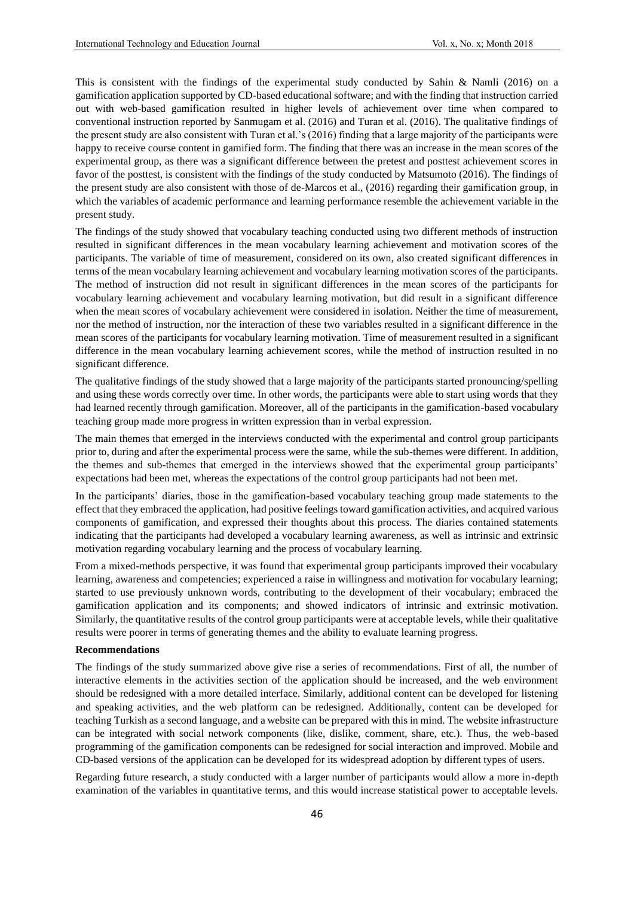This is consistent with the findings of the experimental study conducted by Sahin & Namli (2016) on a gamification application supported by CD-based educational software; and with the finding that instruction carried out with web-based gamification resulted in higher levels of achievement over time when compared to conventional instruction reported by Sanmugam et al. (2016) and Turan et al. (2016). The qualitative findings of the present study are also consistent with Turan et al.'s (2016) finding that a large majority of the participants were happy to receive course content in gamified form. The finding that there was an increase in the mean scores of the experimental group, as there was a significant difference between the pretest and posttest achievement scores in favor of the posttest, is consistent with the findings of the study conducted by Matsumoto (2016). The findings of the present study are also consistent with those of de-Marcos et al., (2016) regarding their gamification group, in which the variables of academic performance and learning performance resemble the achievement variable in the present study.

The findings of the study showed that vocabulary teaching conducted using two different methods of instruction resulted in significant differences in the mean vocabulary learning achievement and motivation scores of the participants. The variable of time of measurement, considered on its own, also created significant differences in terms of the mean vocabulary learning achievement and vocabulary learning motivation scores of the participants. The method of instruction did not result in significant differences in the mean scores of the participants for vocabulary learning achievement and vocabulary learning motivation, but did result in a significant difference when the mean scores of vocabulary achievement were considered in isolation. Neither the time of measurement, nor the method of instruction, nor the interaction of these two variables resulted in a significant difference in the mean scores of the participants for vocabulary learning motivation. Time of measurement resulted in a significant difference in the mean vocabulary learning achievement scores, while the method of instruction resulted in no significant difference.

The qualitative findings of the study showed that a large majority of the participants started pronouncing/spelling and using these words correctly over time. In other words, the participants were able to start using words that they had learned recently through gamification. Moreover, all of the participants in the gamification-based vocabulary teaching group made more progress in written expression than in verbal expression.

The main themes that emerged in the interviews conducted with the experimental and control group participants prior to, during and after the experimental process were the same, while the sub-themes were different. In addition, the themes and sub-themes that emerged in the interviews showed that the experimental group participants' expectations had been met, whereas the expectations of the control group participants had not been met.

In the participants' diaries, those in the gamification-based vocabulary teaching group made statements to the effect that they embraced the application, had positive feelings toward gamification activities, and acquired various components of gamification, and expressed their thoughts about this process. The diaries contained statements indicating that the participants had developed a vocabulary learning awareness, as well as intrinsic and extrinsic motivation regarding vocabulary learning and the process of vocabulary learning.

From a mixed-methods perspective, it was found that experimental group participants improved their vocabulary learning, awareness and competencies; experienced a raise in willingness and motivation for vocabulary learning; started to use previously unknown words, contributing to the development of their vocabulary; embraced the gamification application and its components; and showed indicators of intrinsic and extrinsic motivation. Similarly, the quantitative results of the control group participants were at acceptable levels, while their qualitative results were poorer in terms of generating themes and the ability to evaluate learning progress.

**Recommendations**

The findings of the study summarized above give rise a series of recommendations. First of all, the number of interactive elements in the activities section of the application should be increased, and the web environment should be redesigned with a more detailed interface. Similarly, additional content can be developed for listening and speaking activities, and the web platform can be redesigned. Additionally, content can be developed for teaching Turkish as a second language, and a website can be prepared with this in mind. The website infrastructure can be integrated with social network components (like, dislike, comment, share, etc.). Thus, the web-based programming of the gamification components can be redesigned for social interaction and improved. Mobile and CD-based versions of the application can be developed for its widespread adoption by different types of users.

Regarding future research, a study conducted with a larger number of participants would allow a more in-depth examination of the variables in quantitative terms, and this would increase statistical power to acceptable levels.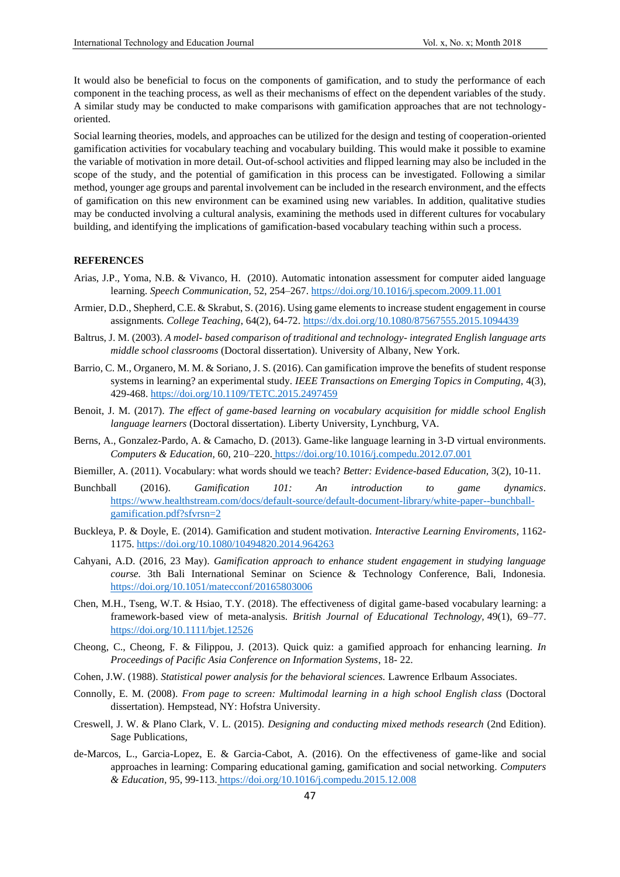It would also be beneficial to focus on the components of gamification, and to study the performance of each component in the teaching process, as well as their mechanisms of effect on the dependent variables of the study. A similar study may be conducted to make comparisons with gamification approaches that are not technology-oriented.

Social learning theories, models, and approaches can be utilized for the design and testing of cooperation-oriented gamification activities for vocabulary teaching and vocabulary building. This would make it possible to examine the variable of motivation in more detail. Out-of-school activities and flipped learning may also be included in the scope of the study, and the potential of gamification in this process can be investigated. Following a similar method, younger age groups and parental involvement can be included in the research environment, and the effects of gamification on this new environment can be examined using new variables. In addition, qualitative studies may be conducted involving a cultural analysis, examining the methods used in different cultures for vocabulary building, and identifying the implications of gamification-based vocabulary teaching within such a process.

## REFERENCES

Arias, J.P., Yoma, N.B. & Vivanco, H. (2010). Automatic intonation assessment for computer aided language learning. *Speech Communication,* 52, 254–267. https://doi.org/10.1016/j.specom.2009.11.001

Armier, D.D., Shepherd, C.E. & Skrabut, S. (2016). Using game elements to increase student engagement in course assignments*. College Teaching*, 64(2), 64-72. https://dx.doi.org/10.1080/87567555.2015.1094439

Baltrus, J. M. (2003). *A model- based comparison of traditional and technology- integrated English language arts middle school classrooms* (Doctoral dissertation). University of Albany, New York.

Barrio, C. M., Organero, M. M. & Soriano, J. S. (2016). Can gamification improve the benefits of student response systems in learning? an experimental study. *IEEE Transactions on Emerging Topics in Computing,* 4(3), 429-468. https://doi.org/10.1109/TETC.2015.2497459

Benoit, J. M. (2017). *The effect of game-based learning on vocabulary acquisition for middle school English language learners* (Doctoral dissertation). Liberty University, Lynchburg, VA.

Berns, A., Gonzalez-Pardo, A. & Camacho, D. (2013). Game-like language learning in 3-D virtual environments. *Computers & Education,* 60, 210–220. https://doi.org/10.1016/j.compedu.2012.07.001

Biemiller, A. (2011). Vocabulary: what words should we teach? *Better: Evidence-based Education,* 3(2), 10-11.

Bunchball (2016). *Gamification 101: An introduction to game dynamics*. https://www.healthstream.com/docs/default-source/default-document-library/white-paper--bunchball-gamification.pdf?sfvrsn=2

Buckleya, P. & Doyle, E. (2014). Gamification and student motivation. *Interactive Learning Enviroments*, 1162-1175. https://doi.org/10.1080/10494820.2014.964263

Cahyani, A.D. (2016, 23 May). *Gamification approach to enhance student engagement in studying language course.* 3th Bali International Seminar on Science & Technology Conference, Bali, Indonesia. https://doi.org/10.1051/matecconf/20165803006

Chen, M.H., Tseng, W.T. & Hsiao, T.Y. (2018). The effectiveness of digital game-based vocabulary learning: a framework-based view of meta-analysis. *British Journal of Educational Technology,* 49(1), 69–77. https://doi.org/10.1111/bjet.12526

Cheong, C., Cheong, F. & Filippou, J. (2013). Quick quiz: a gamified approach for enhancing learning. *In Proceedings of Pacific Asia Conference on Information Systems*, 18- 22.

Cohen, J.W. (1988). *Statistical power analysis for the behavioral sciences.* Lawrence Erlbaum Associates.

Connolly, E. M. (2008). *From page to screen: Multimodal learning in a high school English class* (Doctoral dissertation). Hempstead, NY: Hofstra University.

Creswell, J. W. & Plano Clark, V. L. (2015). *Designing and conducting mixed methods research* (2nd Edition). Sage Publications,

de-Marcos, L., Garcia-Lopez, E. & Garcia-Cabot, A. (2016). On the effectiveness of game-like and social approaches in learning: Comparing educational gaming, gamification and social networking. *Computers & Education,* 95, 99-113. https://doi.org/10.1016/j.compedu.2015.12.008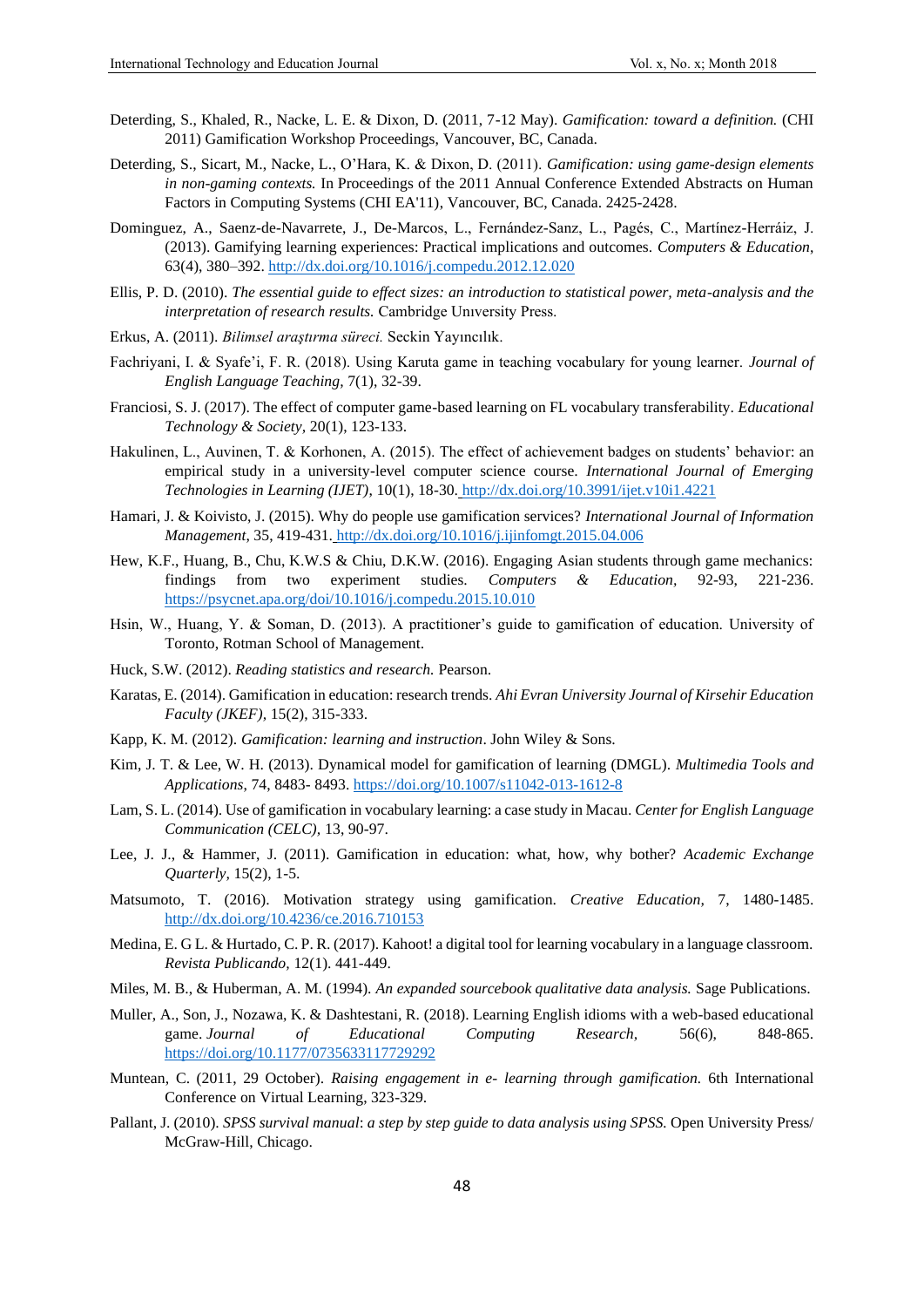Deterding, S., Khaled, R., Nacke, L. E. & Dixon, D. (2011, 7-12 May). *Gamification: toward a definition.* (CHI 2011) Gamification Workshop Proceedings, Vancouver, BC, Canada.

Deterding, S., Sicart, M., Nacke, L., O'Hara, K. & Dixon, D. (2011). *Gamification: using game-design elements in non-gaming contexts.* In Proceedings of the 2011 Annual Conference Extended Abstracts on Human Factors in Computing Systems (CHI EA'11), Vancouver, BC, Canada. 2425-2428.

Dominguez, A., Saenz-de-Navarrete, J., De-Marcos, L., Fernández-Sanz, L., Pagés, C., Martínez-Herráiz, J. (2013). Gamifying learning experiences: Practical implications and outcomes. *Computers & Education*, 63(4), 380–392. http://dx.doi.org/10.1016/j.compedu.2012.12.020

Ellis, P. D. (2010). *The essential guide to effect sizes: an introduction to statistical power, meta-analysis and the interpretation of research results.* Cambridge Unıversity Press.

Erkus, A. (2011). *Bilimsel araştırma süreci.* Seckin Yayıncılık.

Fachriyani, I. & Syafe'i, F. R. (2018). Using Karuta game in teaching vocabulary for young learner. *Journal of English Language Teaching*, 7(1), 32-39.

Franciosi, S. J. (2017). The effect of computer game-based learning on FL vocabulary transferability. *Educational Technology & Society*, 20(1), 123-133.

Hakulinen, L., Auvinen, T. & Korhonen, A. (2015). The effect of achievement badges on students' behavior: an empirical study in a university-level computer science course. *International Journal of Emerging Technologies in Learning (IJET)*, 10(1), 18-30. http://dx.doi.org/10.3991/ijet.v10i1.4221

Hamari, J. & Koivisto, J. (2015). Why do people use gamification services? *International Journal of Information Management*, 35, 419-431. http://dx.doi.org/10.1016/j.ijinfomgt.2015.04.006

Hew, K.F., Huang, B., Chu, K.W.S & Chiu, D.K.W. (2016). Engaging Asian students through game mechanics: findings from two experiment studies. *Computers & Education*, 92-93, 221-236. https://psycnet.apa.org/doi/10.1016/j.compedu.2015.10.010

Hsin, W., Huang, Y. & Soman, D. (2013). A practitioner's guide to gamification of education. University of Toronto, Rotman School of Management.

Huck, S.W. (2012). *Reading statistics and research.* Pearson.

Karatas, E. (2014). Gamification in education: research trends. *Ahi Evran University Journal of Kirsehir Education Faculty (JKEF)*, 15(2), 315-333.

Kapp, K. M. (2012). *Gamification: learning and instruction*. John Wiley & Sons.

Kim, J. T. & Lee, W. H. (2013). Dynamical model for gamification of learning (DMGL). *Multimedia Tools and Applications*, 74, 8483- 8493. https://doi.org/10.1007/s11042-013-1612-8

Lam, S. L. (2014). Use of gamification in vocabulary learning: a case study in Macau. *Center for English Language Communication (CELC)*, 13, 90-97.

Lee, J. J., & Hammer, J. (2011). Gamification in education: what, how, why bother? *Academic Exchange Quarterly*, 15(2), 1-5.

Matsumoto, T. (2016). Motivation strategy using gamification. *Creative Education*, 7, 1480-1485. http://dx.doi.org/10.4236/ce.2016.710153

Medina, E. G L. & Hurtado, C. P. R. (2017). Kahoot! a digital tool for learning vocabulary in a language classroom. *Revista Publicando*, 12(1). 441-449.

Miles, M. B., & Huberman, A. M. (1994). *An expanded sourcebook qualitative data analysis.* Sage Publications.

Muller, A., Son, J., Nozawa, K. & Dashtestani, R. (2018). Learning English idioms with a web-based educational game. *Journal of Educational Computing Research*, 56(6), 848-865. https://doi.org/10.1177/0735633117729292

Muntean, C. (2011, 29 October). *Raising engagement in e- learning through gamification.* 6th International Conference on Virtual Learning, 323-329.

Pallant, J. (2010). *SPSS survival manual*: *a step by step guide to data analysis using SPSS.* Open University Press/ McGraw-Hill, Chicago.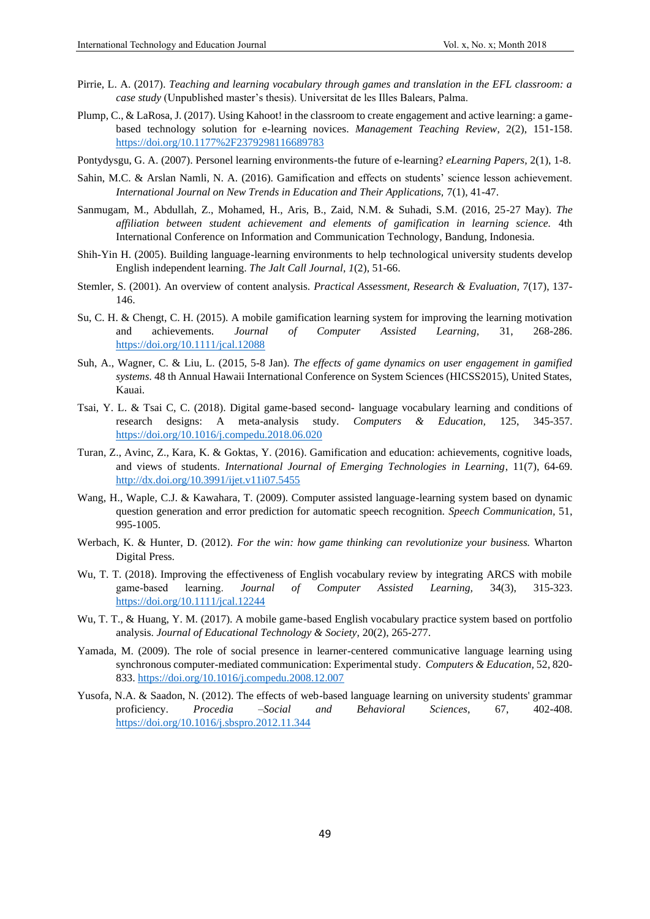Pirrie, L. A. (2017). *Teaching and learning vocabulary through games and translation in the EFL classroom: a case study* (Unpublished master's thesis). Universitat de les Illes Balears, Palma.

Plump, C., & LaRosa, J. (2017). Using Kahoot! in the classroom to create engagement and active learning: a game-based technology solution for e-learning novices. *Management Teaching Review*, 2(2), 151-158. https://doi.org/10.1177%2F2379298116689783

Pontydysgu, G. A. (2007). Personel learning environments-the future of e-learning? *eLearning Papers,* 2(1), 1-8.

Sahin, M.C. & Arslan Namli, N. A. (2016). Gamification and effects on students' science lesson achievement. *International Journal on New Trends in Education and Their Applications,* 7(1), 41-47.

Sanmugam, M., Abdullah, Z., Mohamed, H., Aris, B., Zaid, N.M. & Suhadi, S.M. (2016, 25-27 May). *The affiliation between student achievement and elements of gamification in learning science.* 4th International Conference on Information and Communication Technology, Bandung, Indonesia.

Shih-Yin H. (2005). Building language-learning environments to help technological university students develop English independent learning. *The Jalt Call Journal, 1*(2), 51-66.

Stemler, S. (2001). An overview of content analysis. *Practical Assessment, Research & Evaluation,* 7(17), 137-146.

Su, C. H. & Chengt, C. H. (2015). A mobile gamification learning system for improving the learning motivation and achievements. *Journal of Computer Assisted Learning,* 31, 268-286. https://doi.org/10.1111/jcal.12088

Suh, A., Wagner, C. & Liu, L. (2015, 5-8 Jan). *The effects of game dynamics on user engagement in gamified systems.* 48 th Annual Hawaii International Conference on System Sciences (HICSS2015), United States, Kauai.

Tsai, Y. L. & Tsai C, C. (2018). Digital game-based second- language vocabulary learning and conditions of research designs: A meta-analysis study. *Computers & Education,* 125, 345-357. https://doi.org/10.1016/j.compedu.2018.06.020

Turan, Z., Avinc, Z., Kara, K. & Goktas, Y. (2016). Gamification and education: achievements, cognitive loads, and views of students. *International Journal of Emerging Technologies in Learning*, 11(7), 64-69. http://dx.doi.org/10.3991/ijet.v11i07.5455

Wang, H., Waple, C.J. & Kawahara, T. (2009). Computer assisted language-learning system based on dynamic question generation and error prediction for automatic speech recognition. *Speech Communication,* 51, 995-1005.

Werbach, K. & Hunter, D. (2012). *For the win: how game thinking can revolutionize your business.* Wharton Digital Press.

Wu, T. T. (2018). Improving the effectiveness of English vocabulary review by integrating ARCS with mobile game-based learning. *Journal of Computer Assisted Learning,* 34(3), 315-323. https://doi.org/10.1111/jcal.12244

Wu, T. T., & Huang, Y. M. (2017). A mobile game-based English vocabulary practice system based on portfolio analysis. *Journal of Educational Technology & Society,* 20(2), 265-277.

Yamada, M. (2009). The role of social presence in learner-centered communicative language learning using synchronous computer-mediated communication: Experimental study. *Computers & Education,* 52, 820-833. https://doi.org/10.1016/j.compedu.2008.12.007

Yusofa, N.A. & Saadon, N. (2012). The effects of web-based language learning on university students' grammar proficiency. *Procedia –Social and Behavioral Sciences,* 67, 402-408. https://doi.org/10.1016/j.sbspro.2012.11.344